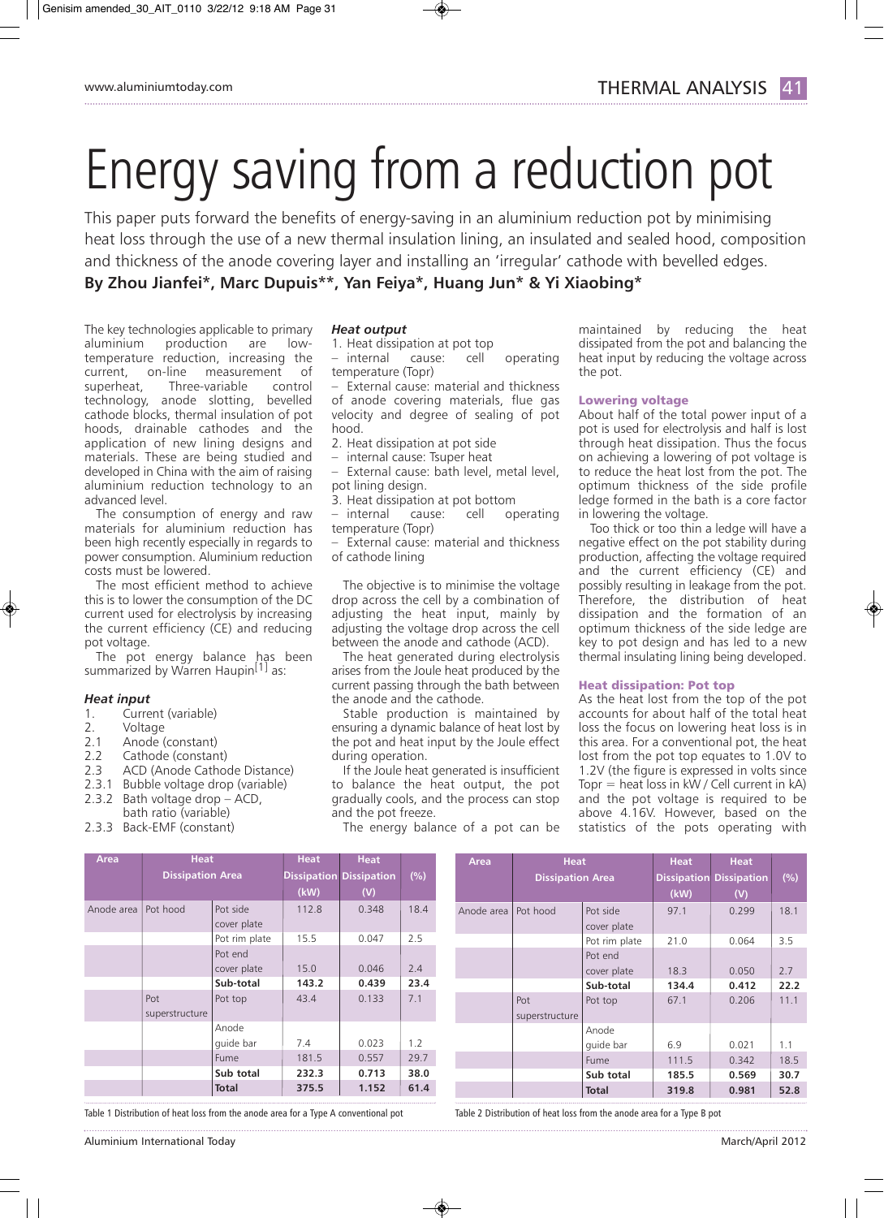# Energy saving from a reduction pot

This paper puts forward the benefits of energy-saving in an aluminium reduction pot by minimising heat loss through the use of a new thermal insulation lining, an insulated and sealed hood, composition and thickness of the anode covering layer and installing an 'irregular' cathode with bevelled edges.

**By Zhou Jianfei\*, Marc Dupuis\*\*, Yan Feiya\*, Huang Jun\* & Yi Xiaobing\***

The key technologies applicable to primary aluminium production are low-temperature reduction, increasing the current, on-line measurement of superheat, Three-variable control technology, anode slotting, bevelled cathode blocks, thermal insulation of pot hoods, drainable cathodes and the application of new lining designs and materials. These are being studied and developed in China with the aim of raising aluminium reduction technology to an advanced level.

The consumption of energy and raw materials for aluminium reduction has been high recently especially in regards to power consumption. Aluminium reduction costs must be lowered.

The most efficient method to achieve this is to lower the consumption of the DC current used for electrolysis by increasing the current efficiency (CE) and reducing pot voltage.

The pot energy balance has been summarized by Warren Haupin[1] as:

### *Heat input*

1. Current (variable)
2. Voltage
2.1 Anode (constant)
2.2 Cathode (constant)
2.3 ACD (Anode Cathode Distance)
2.3.1 Bubble voltage drop (variable)
2.3.2 Bath voltage drop – ACD, bath ratio (variable)
2.3.3 Back-EMF (constant)

### *Heat output*

1. Heat dissipation at pot top
– internal cause: cell operating temperature (Topr)
– External cause: material and thickness of anode covering materials, flue gas velocity and degree of sealing of pot hood.
2. Heat dissipation at pot side
– internal cause: Tsuper heat
– External cause: bath level, metal level, pot lining design.
3. Heat dissipation at pot bottom
– internal cause: cell operating temperature (Topr)
– External cause: material and thickness of cathode lining

The objective is to minimise the voltage drop across the cell by a combination of adjusting the heat input, mainly by adjusting the voltage drop across the cell between the anode and cathode (ACD).

The heat generated during electrolysis arises from the Joule heat produced by the current passing through the bath between the anode and the cathode.

Stable production is maintained by ensuring a dynamic balance of heat lost by the pot and heat input by the Joule effect during operation.

If the Joule heat generated is insufficient to balance the heat output, the pot gradually cools, and the process can stop and the pot freeze.

The energy balance of a pot can be maintained by reducing the heat dissipated from the pot and balancing the heat input by reducing the voltage across the pot.

### Lowering voltage

About half of the total power input of a pot is used for electrolysis and half is lost through heat dissipation. Thus the focus on achieving a lowering of pot voltage is to reduce the heat lost from the pot. The optimum thickness of the side profile ledge formed in the bath is a core factor in lowering the voltage.

Too thick or too thin a ledge will have a negative effect on the pot stability during production, affecting the voltage required and the current efficiency (CE) and possibly resulting in leakage from the pot. Therefore, the distribution of heat dissipation and the formation of an optimum thickness of the side ledge are key to pot design and has led to a new thermal insulating lining being developed.

### Heat dissipation: Pot top

As the heat lost from the top of the pot accounts for about half of the total heat loss the focus on lowering heat loss is in this area. For a conventional pot, the heat lost from the pot top equates to 1.0V to 1.2V (the figure is expressed in volts since Topr = heat loss in kW / Cell current in kA) and the pot voltage is required to be above 4.16V. However, based on the statistics of the pots operating with

| Area | Heat Dissipation Area | | Heat Dissipation (kW) | Heat Dissipation (V) | (%) |
|---|---|---|---|---|---|
| Anode area | Pot hood | Pot side cover plate | 112.8 | 0.348 | 18.4 |
| | | Pot rim plate | 15.5 | 0.047 | 2.5 |
| | | Pot end cover plate | 15.0 | 0.046 | 2.4 |
| | | **Sub-total** | **143.2** | **0.439** | **23.4** |
| | Pot superstructure | Pot top | 43.4 | 0.133 | 7.1 |
| | | Anode guide bar | 7.4 | 0.023 | 1.2 |
| | | Fume | 181.5 | 0.557 | 29.7 |
| | | **Sub total** | **232.3** | **0.713** | **38.0** |
| | | **Total** | **375.5** | **1.152** | **61.4** |

Table 1 Distribution of heat loss from the anode area for a Type A conventional pot

| Area | Heat Dissipation Area | | Heat Dissipation (kW) | Heat Dissipation (V) | (%) |
|---|---|---|---|---|---|
| Anode area | Pot hood | Pot side cover plate | 97.1 | 0.299 | 18.1 |
| | | Pot rim plate | 21.0 | 0.064 | 3.5 |
| | | Pot end cover plate | 18.3 | 0.050 | 2.7 |
| | | **Sub-total** | **134.4** | **0.412** | **22.2** |
| | Pot superstructure | Pot top | 67.1 | 0.206 | 11.1 |
| | | Anode guide bar | 6.9 | 0.021 | 1.1 |
| | | Fume | 111.5 | 0.342 | 18.5 |
| | | **Sub total** | **185.5** | **0.569** | **30.7** |
| | | **Total** | **319.8** | **0.981** | **52.8** |

Table 2 Distribution of heat loss from the anode area for a Type B pot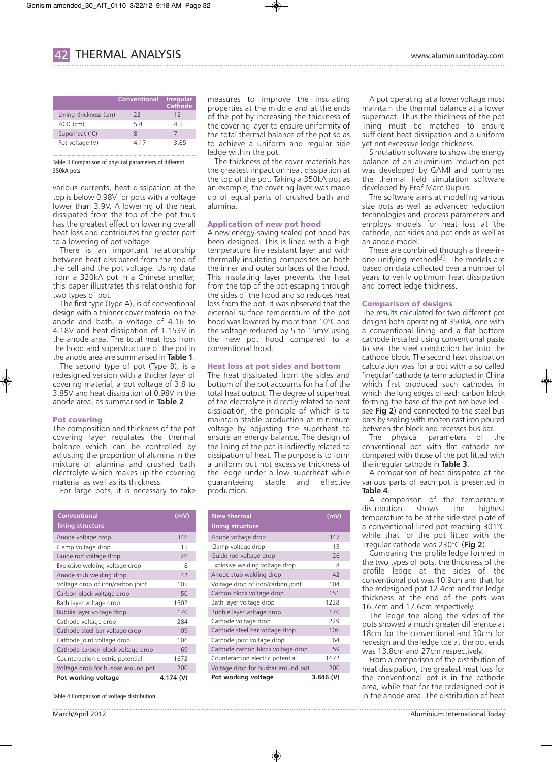| | Conventional | Irregular Cathode |
|---|---|---|
| Lining thickness (cm) | 22 | 12 |
| ACD (cm) | 5.4 | 4.5 |
| Superheat (°C) | 8 | 7 |
| Pot voltage (V) | 4.17 | 3.85 |

Table 3 Comparison of physical parameters of different 350kA pots

various currents, heat dissipation at the top is below 0.98V for pots with a voltage lower than 3.9V. A lowering of the heat dissipated from the top of the pot thus has the greatest effect on lowering overall heat loss and contributes the greater part to a lowering of pot voltage.

There is an important relationship between heat dissipated from the top of the cell and the pot voltage. Using data from a 320kA pot in a Chinese smelter, this paper illustrates this relationship for two types of pot.

The first type (Type A), is of conventional design with a thinner cover material on the anode and bath, a voltage of 4.16 to 4.18V and heat dissipation of 1.153V in the anode area. The total heat loss from the hood and superstructure of the pot in the anode area are summarised in **Table 1**.

The second type of pot (Type B), is a redesigned version with a thicker layer of covering material, a pot voltage of 3.8 to 3.85V and heat dissipation of 0.98V in the anode area, as summarised in **Table 2**.

## Pot covering

The composition and thickness of the pot covering layer regulates the thermal balance which can be controlled by adjusting the proportion of alumina in the mixture of alumina and crushed bath electrolyte which makes up the covering material as well as its thickness.

For large pots, it is necessary to take measures to improve the insulating properties at the middle and at the ends of the pot by increasing the thickness of the covering layer to ensure uniformity of the total thermal balance of the pot so as to achieve a uniform and regular side ledge within the pot.

The thickness of the cover materials has the greatest impact on heat dissipation at the top of the pot. Taking a 350kA pot as an example, the covering layer was made up of equal parts of crushed bath and alumina.

## Application of new pot hood

A new energy-saving sealed pot hood has been designed. This is lined with a high temperature fire resistant layer and with thermally insulating composites on both the inner and outer surfaces of the hood. This insulating layer prevents the heat from the top of the pot escaping through the sides of the hood and so reduces heat loss from the pot. It was observed that the external surface temperature of the pot hood was lowered by more than 10°C and the voltage reduced by 5 to 15mV using the new pot hood compared to a conventional hood.

## Heat loss at pot sides and bottom

The heat dissipated from the sides and bottom of the pot accounts for half of the total heat output. The degree of superheat of the electrolyte is directly related to heat dissipation, the principle of which is to maintain stable production at minimum voltage by adjusting the superheat to ensure an energy balance. The design of the lining of the pot is indirectly related to dissipation of heat. The purpose is to form a uniform but not excessive thickness of the ledge under a low superheat while guaranteeing stable and effective production.

A pot operating at a lower voltage must maintain the thermal balance at a lower superheat. Thus the thickness of the pot lining must be matched to ensure sufficient heat dissipation and a uniform yet not excessive ledge thickness.

Simulation software to show the energy balance of an aluminium reduction pot was developed by GAMI and combines the thermal field simulation software developed by Prof Marc Dupuis.

The software aims at modelling various size pots as well as advanced reduction technologies and process parameters and employs models for heat loss at the cathode, pot sides and pot ends as well as an anode model.

These are combined through a three-in-one unifying method[3]. The models are based on data collected over a number of years to verify optimum heat dissipation and correct ledge thickness.

## Comparison of designs

The results calculated for two different pot designs both operating at 350kA, one with a conventional lining and a flat bottom cathode installed using conventional paste to seal the steel conduction bar into the cathode block. The second heat dissipation calculation was for a pot with a so called 'irregular' cathode (a term adopted in China which first produced such cathodes in which the long edges of each carbon block forming the base of the pot are bevelled – see **Fig 2**) and connected to the steel bus bars by sealing with molten cast iron poured between the block and recesses bus bar.

The physical parameters of the conventional pot with flat cathode are compared with those of the pot fitted with the irregular cathode in **Table 3**.

A comparison of heat dissipated at the various parts of each pot is presented in **Table 4**.

A comparison of the temperature distribution shows the highest temperature to be at the side steel plate of a conventional lined pot reaching 301°C while that for the pot fitted with the irregular cathode was 230°C (**Fig 2**).

Comparing the profile ledge formed in the two types of pots, the thickness of the profile ledge at the sides of the conventional pot was 10.9cm and that for the redesigned pot 12.4cm and the ledge thickness at the end of the pots was 16.7cm and 17.6cm respectively.

The ledge toe along the sides of the pots showed a much greater difference at 18cm for the conventional and 30cm for redesign and the ledge toe at the pot ends was 13.8cm and 27cm respectively.

From a comparison of the distribution of heat dissipation, the greatest heat loss for the conventional pot is in the cathode area, while that for the redesigned pot is in the anode area. The distribution of heat

| Conventional lining structure | (mV) | New thermal lining structure | (mV) |
|---|---|---|---|
| Anode voltage drop | 346 | Anode voltage drop | 347 |
| Clamp voltage drop | 15 | Clamp voltage drop | 15 |
| Guide rod voltage drop | 26 | Guide rod voltage drop | 26 |
| Explosive welding voltage drop | 8 | Explosive welding voltage drop | 8 |
| Anode stub welding drop | 42 | Anode stub welding drop | 42 |
| Voltage drop of iron/carbon joint | 105 | Voltage drop of iron/carbon joint | 104 |
| Carbon block voltage drop | 150 | Carbon block voltage drop | 151 |
| Bath layer voltage drop | 1502 | Bath layer voltage drop | 1228 |
| Bubble layer voltage drop | 170 | Bubble layer voltage drop | 170 |
| Cathode voltage drop | 284 | Cathode voltage drop | 229 |
| Cathode steel bar voltage drop | 109 | Cathode steel bar voltage drop | 106 |
| Cathode joint voltage drop | 106 | Cathode joint voltage drop | 64 |
| Cathode carbon block voltage drop | 69 | Cathode carbon block voltage drop | 59 |
| Counteraction electric potential | 1672 | Counteraction electric potential | 1672 |
| Voltage drop for busbar around pot | 200 | Voltage drop for busbar around pot | 200 |
| **Pot working voltage** | **4.174 (V)** | **Pot working voltage** | **3.846 (V)** |

Table 4 Comparison of voltage distribution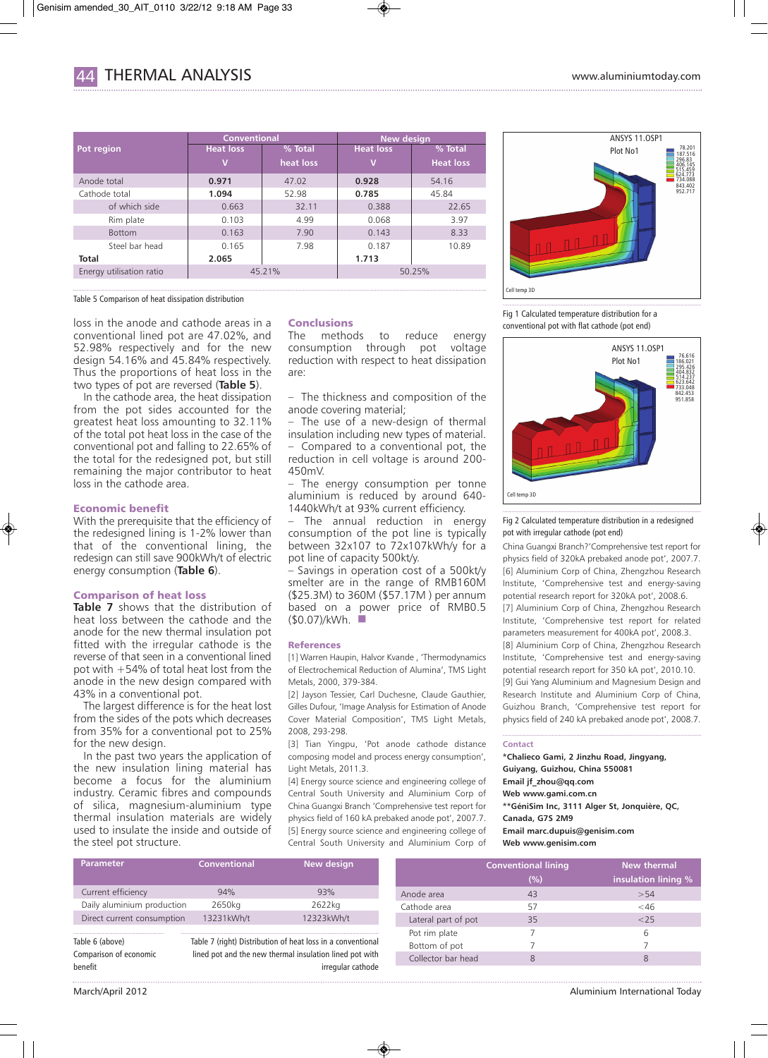| Pot region | Conventional | | New design | |
|---|---|---|---|---|
| | Heat loss V | % Total heat loss | Heat loss V | % Total Heat loss |
| Anode total | **0.971** | 47.02 | **0.928** | 54.16 |
| Cathode total | **1.094** | 52.98 | **0.785** | 45.84 |
| of which side | 0.663 | 32.11 | 0.388 | 22.65 |
| Rim plate | 0.103 | 4.99 | 0.068 | 3.97 |
| Bottom | 0.163 | 7.90 | 0.143 | 8.33 |
| Steel bar head | 0.165 | 7.98 | 0.187 | 10.89 |
| **Total** | **2.065** | | **1.713** | |
| Energy utilisation ratio | 45.21% | | 50.25% | |

Table 5 Comparison of heat dissipation distribution

ANSYS 11.0SP1
Plot No1
78.201
187.516
296.83
406.145
515.459
624.773
734.088
843.402
952.717
Cell temp 3D

Fig 1 Calculated temperature distribution for a conventional pot with flat cathode (pot end)

ANSYS 11.0SP1
Plot No1
76.616
186.021
295.426
404.832
514.237
623.642
733.048
842.453
951.858
Cell temp 3D

Fig 2 Calculated temperature distribution in a redesigned pot with irregular cathode (pot end)

loss in the anode and cathode areas in a conventional lined pot are 47.02%, and 52.98% respectively and for the new design 54.16% and 45.84% respectively. Thus the proportions of heat loss in the two types of pot are reversed (**Table 5**).

In the cathode area, the heat dissipation from the pot sides accounted for the greatest heat loss amounting to 32.11% of the total pot heat loss in the case of the conventional pot and falling to 22.65% of the total for the redesigned pot, but still remaining the major contributor to heat loss in the cathode area.

## Economic benefit

With the prerequisite that the efficiency of the redesigned lining is 1-2% lower than that of the conventional lining, the redesign can still save 900kWh/t of electric energy consumption (**Table 6**).

## Comparison of heat loss

**Table 7** shows that the distribution of heat loss between the cathode and the anode for the new thermal insulation pot fitted with the irregular cathode is the reverse of that seen in a conventional lined pot with +54% of total heat lost from the anode in the new design compared with 43% in a conventional pot.

The largest difference is for the heat lost from the sides of the pots which decreases from 35% for a conventional pot to 25% for the new design.

In the past two years the application of the new insulation lining material has become a focus for the aluminium industry. Ceramic fibres and compounds of silica, magnesium-aluminium type thermal insulation materials are widely used to insulate the inside and outside of the steel pot structure.

## Conclusions

The methods to reduce energy consumption through pot voltage reduction with respect to heat dissipation are:

– The thickness and composition of the anode covering material;
– The use of a new-design of thermal insulation including new types of material.
– Compared to a conventional pot, the reduction in cell voltage is around 200-450mV.
– The energy consumption per tonne aluminium is reduced by around 640-1440kWh/t at 93% current efficiency.
– The annual reduction in energy consumption of the pot line is typically between 32x107 to 72x107kWh/y for a pot line of capacity 500kt/y.
– Savings in operation cost of a 500kt/y smelter are in the range of RMB160M ($25.3M) to 360M ($57.17M ) per annum based on a power price of RMB0.5 ($0.07)/kWh. ■

## References

[1] Warren Haupin, Halvor Kvande , 'Thermodynamics of Electrochemical Reduction of Alumina', TMS Light Metals, 2000, 379-384.
[2] Jayson Tessier, Carl Duchesne, Claude Gauthier, Gilles Dufour, 'Image Analysis for Estimation of Anode Cover Material Composition', TMS Light Metals, 2008, 293-298.
[3] Tian Yingpu, 'Pot anode cathode distance composing model and process energy consumption', Light Metals, 2011.3.
[4] Energy source science and engineering college of Central South University and Aluminium Corp of China Guangxi Branch 'Comprehensive test report for physics field of 160 kA prebaked anode pot', 2007.7.
[5] Energy source science and engineering college of Central South University and Aluminium Corp of China Guangxi Branch?'Comprehensive test report for physics field of 320kA prebaked anode pot', 2007.7.
[6] Aluminium Corp of China, Zhengzhou Research Institute, 'Comprehensive test and energy-saving potential research report for 320kA pot', 2008.6.
[7] Aluminium Corp of China, Zhengzhou Research Institute, 'Comprehensive test report for related parameters measurement for 400kA pot', 2008.3.
[8] Aluminium Corp of China, Zhengzhou Research Institute, 'Comprehensive test and energy-saving potential research report for 350 kA pot', 2010.10.
[9] Gui Yang Aluminium and Magnesium Design and Research Institute and Aluminium Corp of China, Guizhou Branch, 'Comprehensive test report for physics field of 240 kA prebaked anode pot', 2008.7.

## Contact

**\*Chalieco Gami, 2 Jinzhu Road, Jingyang, Guiyang, Guizhou, China 550081**
**Email jf_zhou@qq.com**
**Web www.gami.com.cn**
**\*\*GéniSim Inc, 3111 Alger St, Jonquière, QC, Canada, G7S 2M9**
**Email marc.dupuis@genisim.com**
**Web www.genisim.com**

| Parameter | Conventional | New design |
|---|---|---|
| Current efficiency | 94% | 93% |
| Daily aluminium production | 2650kg | 2622kg |
| Direct current consumption | 13231kWh/t | 12323kWh/t |

Table 6 (above) Comparison of economic benefit

| | Conventional lining (%) | New thermal insulation lining % |
|---|---|---|
| Anode area | 43 | >54 |
| Cathode area | 57 | <46 |
| Lateral part of pot | 35 | <25 |
| Pot rim plate | 7 | 6 |
| Bottom of pot | 7 | 7 |
| Collector bar head | 8 | 8 |

Table 7 (right) Distribution of heat loss in a conventional lined pot and the new thermal insulation lined pot with irregular cathode